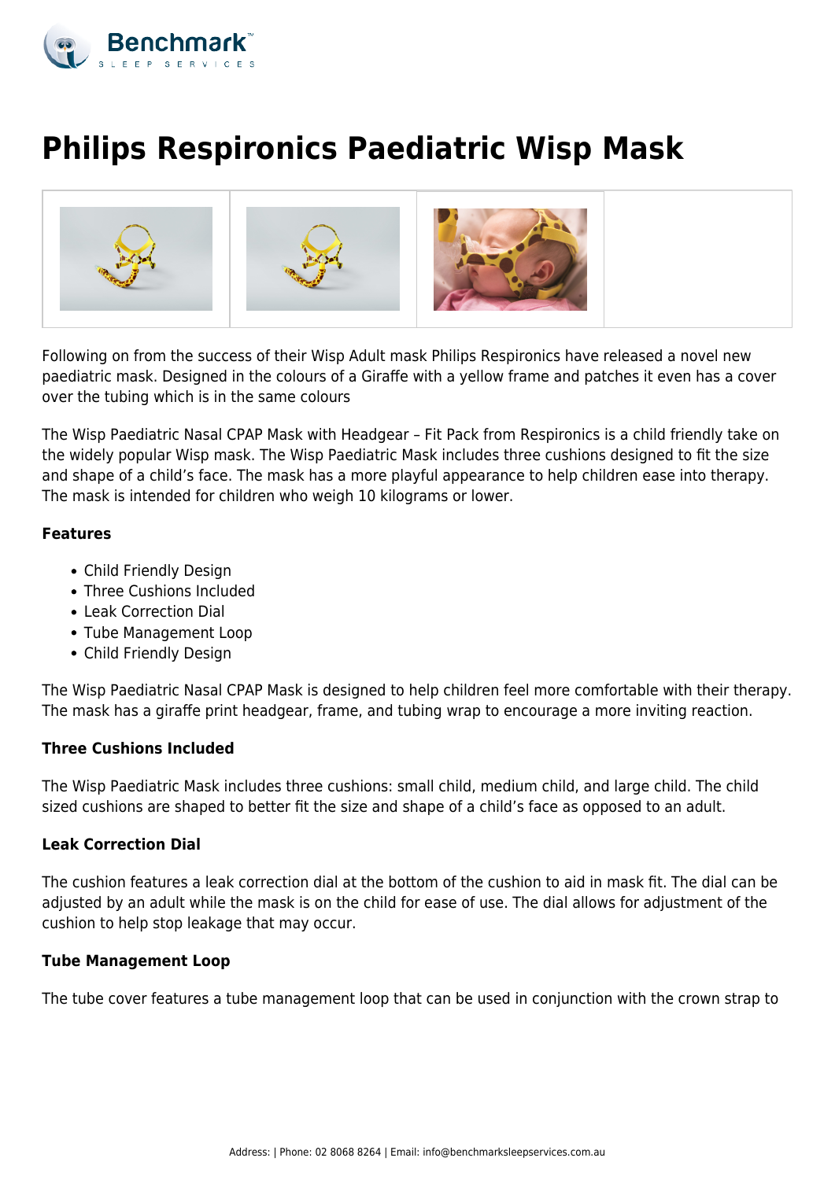# Philips Respironics Paediatric Wisp Mask

Following on from the success of their Wisp Adult mask Philips Respironics have released a novel new paediatric mask. Designed in the colours of a Giraffe with a yellow frame and patches it even has a cover over the tubing which is in the same colours

The Wisp Paediatric Nasal CPAP Mask with Headgear – Fit Pack from Respironics is a child friendly take on the widely popular Wisp mask. The Wisp Paediatric Mask includes three cushions designed to fit the size and shape of a child's face. The mask has a more playful appearance to help children ease into therapy. The mask is intended for children who weigh 10 kilograms or lower.

### Features

- Child Friendly Design
- Three Cushions Included
- Leak Correction Dial
- Tube Management Loop
- Child Friendly Design

The Wisp Paediatric Nasal CPAP Mask is designed to help children feel more comfortable with their therapy. The mask has a giraffe print headgear, frame, and tubing wrap to encourage a more inviting reaction.

### Three Cushions Included

The Wisp Paediatric Mask includes three cushions: small child, medium child, and large child. The child sized cushions are shaped to better fit the size and shape of a child's face as opposed to an adult.

### Leak Correction Dial

The cushion features a leak correction dial at the bottom of the cushion to aid in mask fit. The dial can be adjusted by an adult while the mask is on the child for ease of use. The dial allows for adjustment of the cushion to help stop leakage that may occur.

### Tube Management Loop

The tube cover features a tube management loop that can be used in conjunction with the crown strap to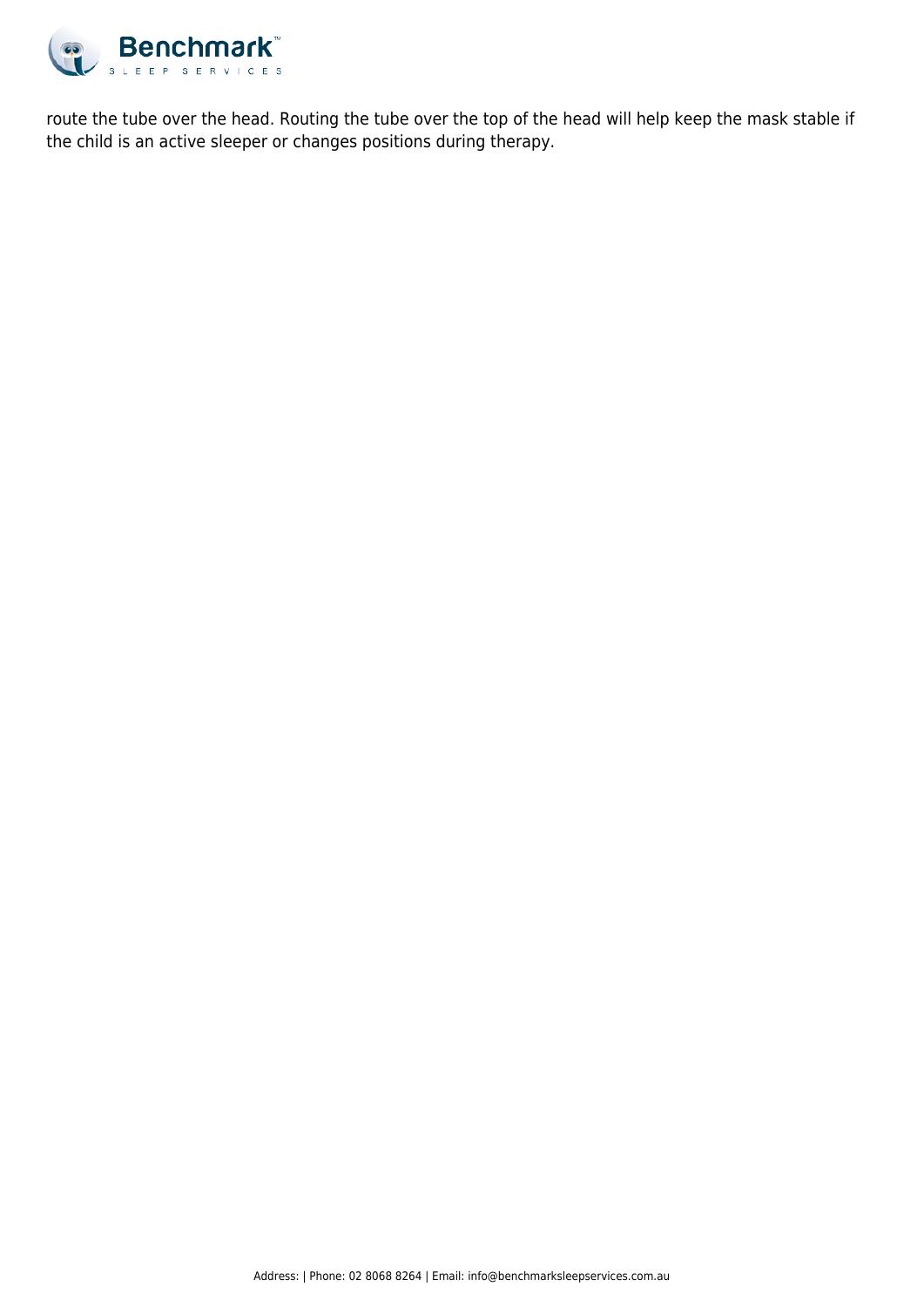route the tube over the head. Routing the tube over the top of the head will help keep the mask stable if the child is an active sleeper or changes positions during therapy.